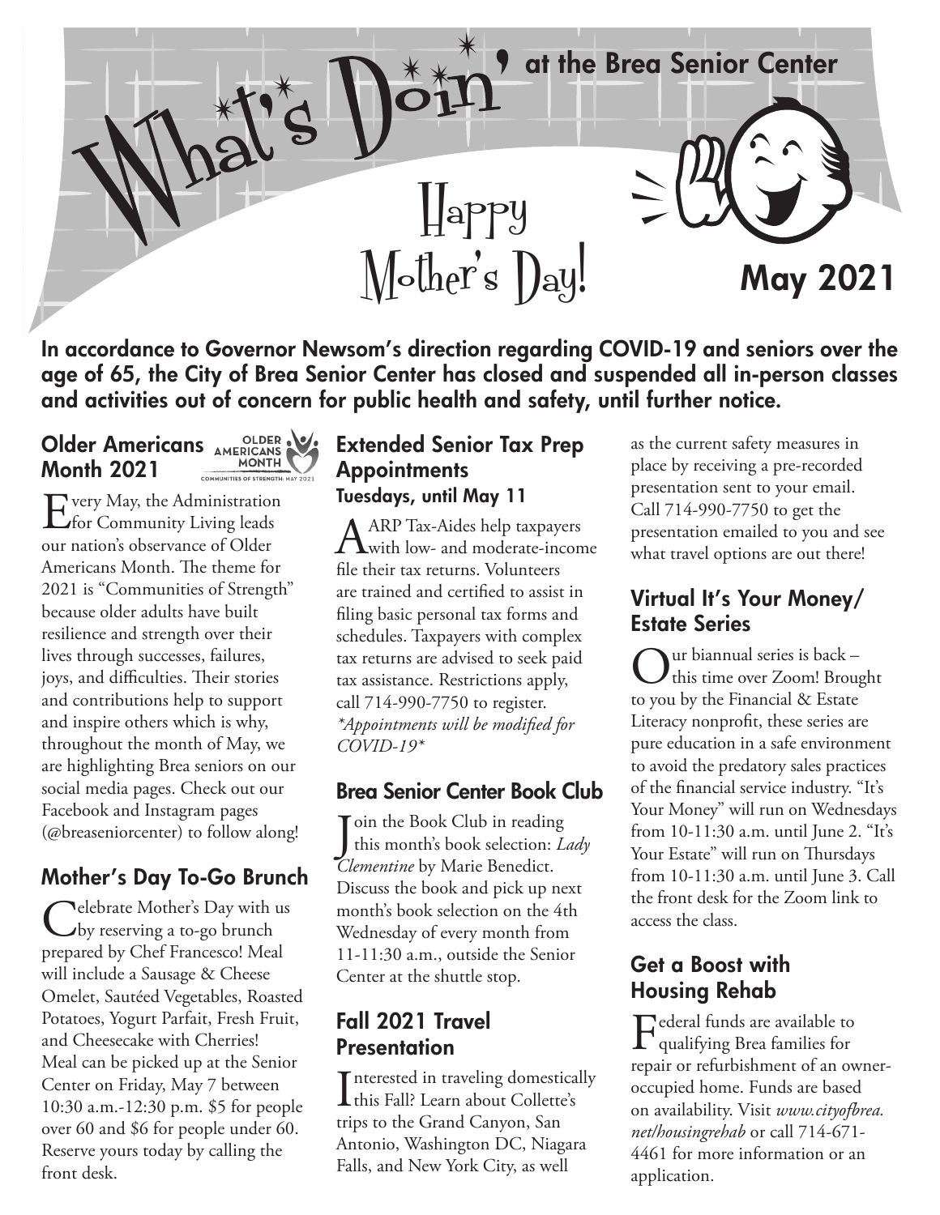# What's Doin' at the Brea Senior Center

## Happy Mother's Day!

## May 2021

**In accordance to Governor Newsom's direction regarding COVID-19 and seniors over the age of 65, the City of Brea Senior Center has closed and suspended all in-person classes and activities out of concern for public health and safety, until further notice.**

### Older Americans Month 2021

Every May, the Administration for Community Living leads our nation's observance of Older Americans Month. The theme for 2021 is "Communities of Strength" because older adults have built resilience and strength over their lives through successes, failures, joys, and difficulties. Their stories and contributions help to support and inspire others which is why, throughout the month of May, we are highlighting Brea seniors on our social media pages. Check out our Facebook and Instagram pages (@breaseniorcenter) to follow along!

### Mother's Day To-Go Brunch

Celebrate Mother's Day with us by reserving a to-go brunch prepared by Chef Francesco! Meal will include a Sausage & Cheese Omelet, Sautéed Vegetables, Roasted Potatoes, Yogurt Parfait, Fresh Fruit, and Cheesecake with Cherries! Meal can be picked up at the Senior Center on Friday, May 7 between 10:30 a.m.-12:30 p.m. $5 for people over 60 and $6 for people under 60. Reserve yours today by calling the front desk.

### Extended Senior Tax Prep Appointments

**Tuesdays, until May 11**

AARP Tax-Aides help taxpayers with low- and moderate-income file their tax returns. Volunteers are trained and certified to assist in filing basic personal tax forms and schedules. Taxpayers with complex tax returns are advised to seek paid tax assistance. Restrictions apply, call 714-990-7750 to register. *\*Appointments will be modified for COVID-19\**

### Brea Senior Center Book Club

Join the Book Club in reading this month's book selection: *Lady Clementine* by Marie Benedict. Discuss the book and pick up next month's book selection on the 4th Wednesday of every month from 11-11:30 a.m., outside the Senior Center at the shuttle stop.

### Fall 2021 Travel Presentation

Interested in traveling domestically this Fall? Learn about Collette's trips to the Grand Canyon, San Antonio, Washington DC, Niagara Falls, and New York City, as well as the current safety measures in place by receiving a pre-recorded presentation sent to your email. Call 714-990-7750 to get the presentation emailed to you and see what travel options are out there!

### Virtual It's Your Money/ Estate Series

Our biannual series is back – this time over Zoom! Brought to you by the Financial & Estate Literacy nonprofit, these series are pure education in a safe environment to avoid the predatory sales practices of the financial service industry. "It's Your Money" will run on Wednesdays from 10-11:30 a.m. until June 2. "It's Your Estate" will run on Thursdays from 10-11:30 a.m. until June 3. Call the front desk for the Zoom link to access the class.

### Get a Boost with Housing Rehab

Federal funds are available to qualifying Brea families for repair or refurbishment of an owner-occupied home. Funds are based on availability. Visit *www.cityofbrea.net/housingrehab* or call 714-671-4461 for more information or an application.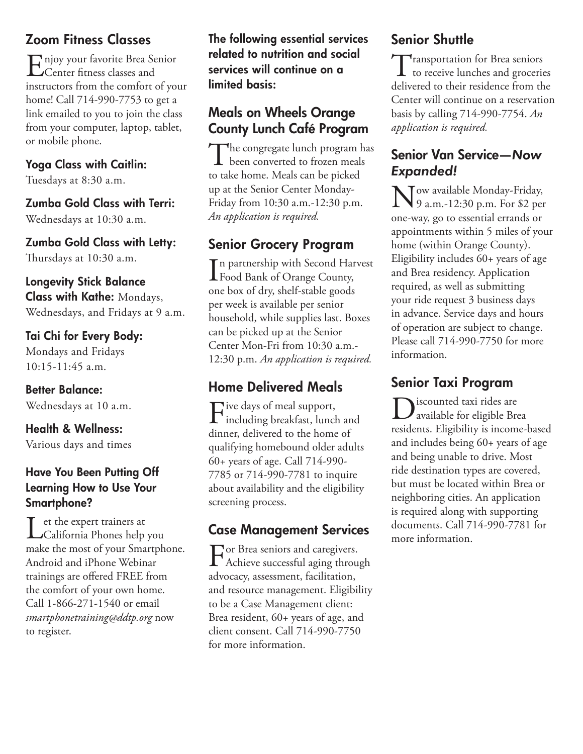## Zoom Fitness Classes

Enjoy your favorite Brea Senior Center fitness classes and instructors from the comfort of your home! Call 714-990-7753 to get a link emailed to you to join the class from your computer, laptop, tablet, or mobile phone.

**Yoga Class with Caitlin:**
Tuesdays at 8:30 a.m.

**Zumba Gold Class with Terri:**
Wednesdays at 10:30 a.m.

**Zumba Gold Class with Letty:**
Thursdays at 10:30 a.m.

**Longevity Stick Balance Class with Kathe:** Mondays, Wednesdays, and Fridays at 9 a.m.

**Tai Chi for Every Body:**
Mondays and Fridays
10:15-11:45 a.m.

**Better Balance:**
Wednesdays at 10 a.m.

**Health & Wellness:**
Various days and times

### Have You Been Putting Off Learning How to Use Your Smartphone?

Let the expert trainers at California Phones help you make the most of your Smartphone. Android and iPhone Webinar trainings are offered FREE from the comfort of your own home. Call 1-866-271-1540 or email *smartphonetraining@ddtp.org* now to register.

**The following essential services related to nutrition and social services will continue on a limited basis:**

## Meals on Wheels Orange County Lunch Café Program

The congregate lunch program has been converted to frozen meals to take home. Meals can be picked up at the Senior Center Monday-Friday from 10:30 a.m.-12:30 p.m. *An application is required.*

## Senior Grocery Program

In partnership with Second Harvest Food Bank of Orange County, one box of dry, shelf-stable goods per week is available per senior household, while supplies last. Boxes can be picked up at the Senior Center Mon-Fri from 10:30 a.m.-12:30 p.m. *An application is required.*

## Home Delivered Meals

Five days of meal support, including breakfast, lunch and dinner, delivered to the home of qualifying homebound older adults 60+ years of age. Call 714-990-7785 or 714-990-7781 to inquire about availability and the eligibility screening process.

## Case Management Services

For Brea seniors and caregivers. Achieve successful aging through advocacy, assessment, facilitation, and resource management. Eligibility to be a Case Management client: Brea resident, 60+ years of age, and client consent. Call 714-990-7750 for more information.

## Senior Shuttle

Transportation for Brea seniors to receive lunches and groceries delivered to their residence from the Center will continue on a reservation basis by calling 714-990-7754. *An application is required.*

## Senior Van Service—*Now Expanded!*

Now available Monday-Friday, 9 a.m.-12:30 p.m. For $2 per one-way, go to essential errands or appointments within 5 miles of your home (within Orange County). Eligibility includes 60+ years of age and Brea residency. Application required, as well as submitting your ride request 3 business days in advance. Service days and hours of operation are subject to change. Please call 714-990-7750 for more information.

## Senior Taxi Program

Discounted taxi rides are available for eligible Brea residents. Eligibility is income-based and includes being 60+ years of age and being unable to drive. Most ride destination types are covered, but must be located within Brea or neighboring cities. An application is required along with supporting documents. Call 714-990-7781 for more information.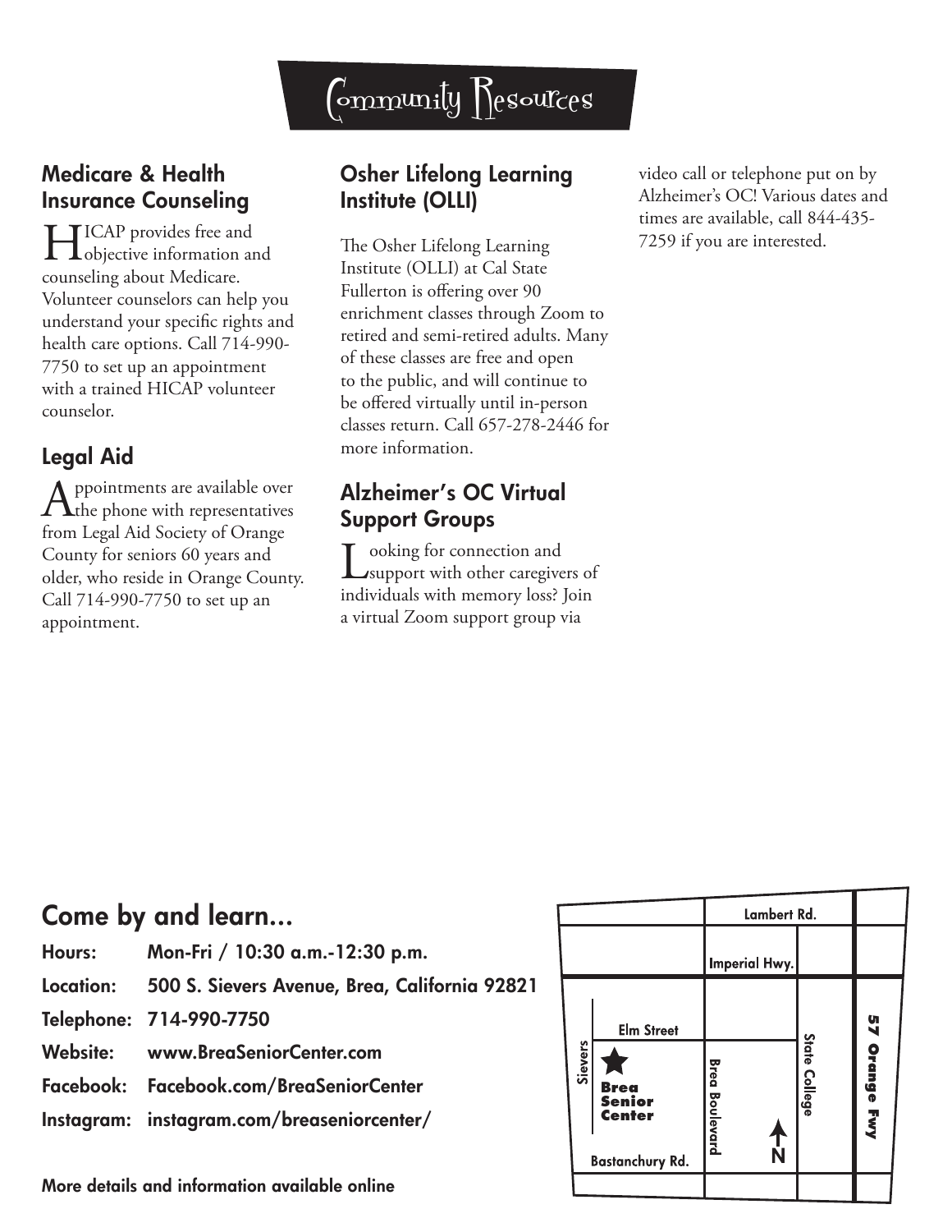# Community Resources

## Medicare & Health Insurance Counseling

HICAP provides free and objective information and counseling about Medicare. Volunteer counselors can help you understand your specific rights and health care options. Call 714-990-7750 to set up an appointment with a trained HICAP volunteer counselor.

## Legal Aid

Appointments are available over the phone with representatives from Legal Aid Society of Orange County for seniors 60 years and older, who reside in Orange County. Call 714-990-7750 to set up an appointment.

## Osher Lifelong Learning Institute (OLLI)

The Osher Lifelong Learning Institute (OLLI) at Cal State Fullerton is offering over 90 enrichment classes through Zoom to retired and semi-retired adults. Many of these classes are free and open to the public, and will continue to be offered virtually until in-person classes return. Call 657-278-2446 for more information.

## Alzheimer's OC Virtual Support Groups

Looking for connection and support with other caregivers of individuals with memory loss? Join a virtual Zoom support group via video call or telephone put on by Alzheimer's OC! Various dates and times are available, call 844-435-7259 if you are interested.

## Come by and learn...

**Hours:** Mon-Fri / 10:30 a.m.-12:30 p.m.

**Location:** 500 S. Sievers Avenue, Brea, California 92821

**Telephone:** 714-990-7750

**Website:** www.BreaSeniorCenter.com

**Facebook:** Facebook.com/BreaSeniorCenter

**Instagram:** instagram.com/breaseniorcenter/

**More details and information available online**

Lambert Rd.
Imperial Hwy.
Elm Street
Sievers
Brea Senior Center
Brea Boulevard
State College
57 Orange Fwy
Bastanchury Rd.
N